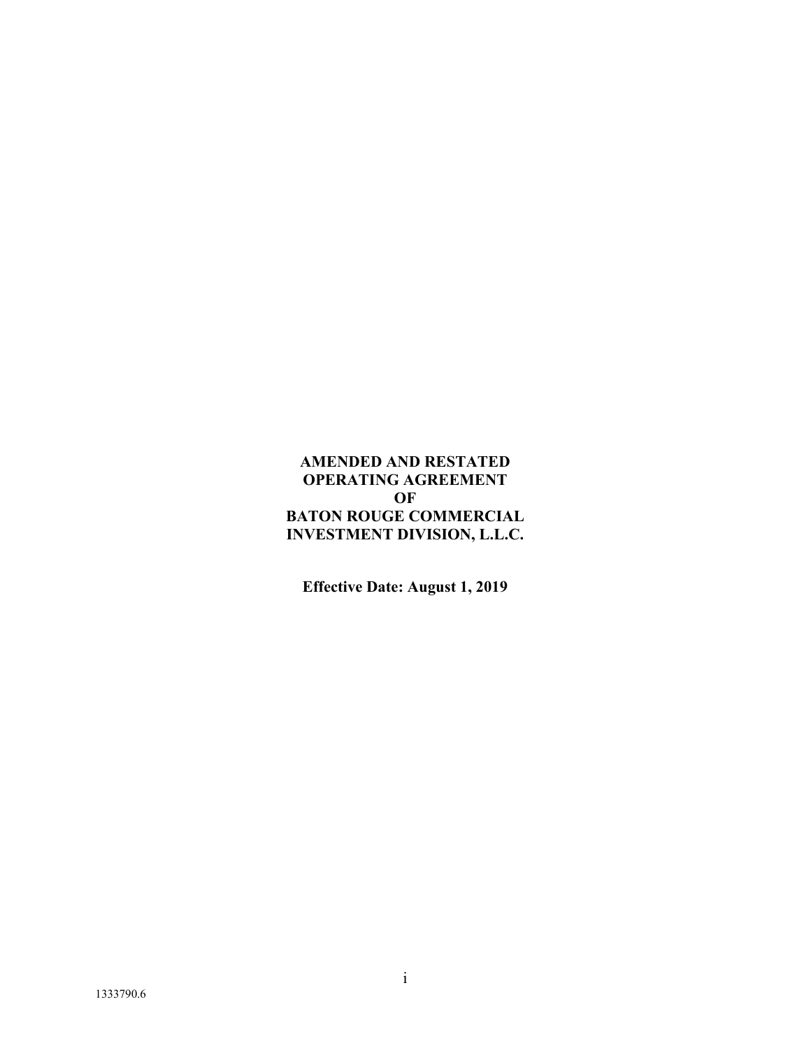# AMENDED AND RESTATED OPERATING AGREEMENT OF BATON ROUGE COMMERCIAL INVESTMENT DIVISION, L.L.C.

**Effective Date: August 1, 2019**

1333790.6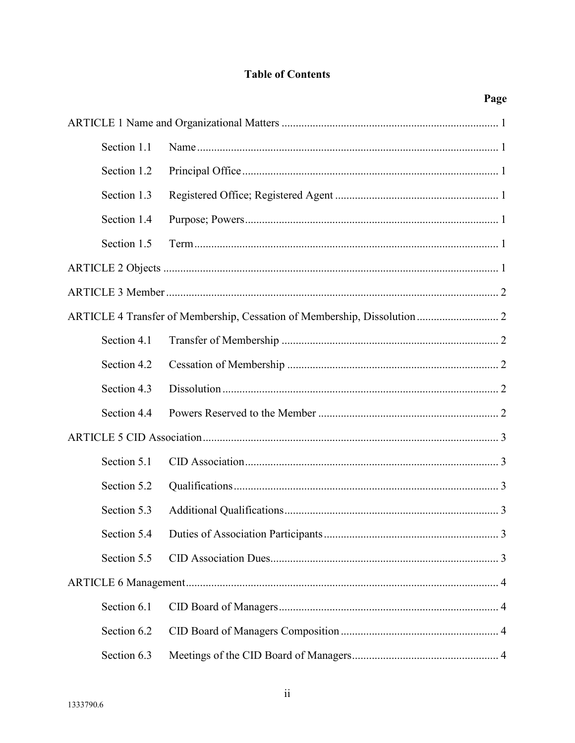# Table of Contents

| | | Page |
|---|---|---|
| ARTICLE 1 Name and Organizational Matters | | 1 |
| Section 1.1 | Name | 1 |
| Section 1.2 | Principal Office | 1 |
| Section 1.3 | Registered Office; Registered Agent | 1 |
| Section 1.4 | Purpose; Powers | 1 |
| Section 1.5 | Term | 1 |
| ARTICLE 2 Objects | | 1 |
| ARTICLE 3 Member | | 2 |
| ARTICLE 4 Transfer of Membership, Cessation of Membership, Dissolution | | 2 |
| Section 4.1 | Transfer of Membership | 2 |
| Section 4.2 | Cessation of Membership | 2 |
| Section 4.3 | Dissolution | 2 |
| Section 4.4 | Powers Reserved to the Member | 2 |
| ARTICLE 5 CID Association | | 3 |
| Section 5.1 | CID Association | 3 |
| Section 5.2 | Qualifications | 3 |
| Section 5.3 | Additional Qualifications | 3 |
| Section 5.4 | Duties of Association Participants | 3 |
| Section 5.5 | CID Association Dues | 3 |
| ARTICLE 6 Management | | 4 |
| Section 6.1 | CID Board of Managers | 4 |
| Section 6.2 | CID Board of Managers Composition | 4 |
| Section 6.3 | Meetings of the CID Board of Managers | 4 |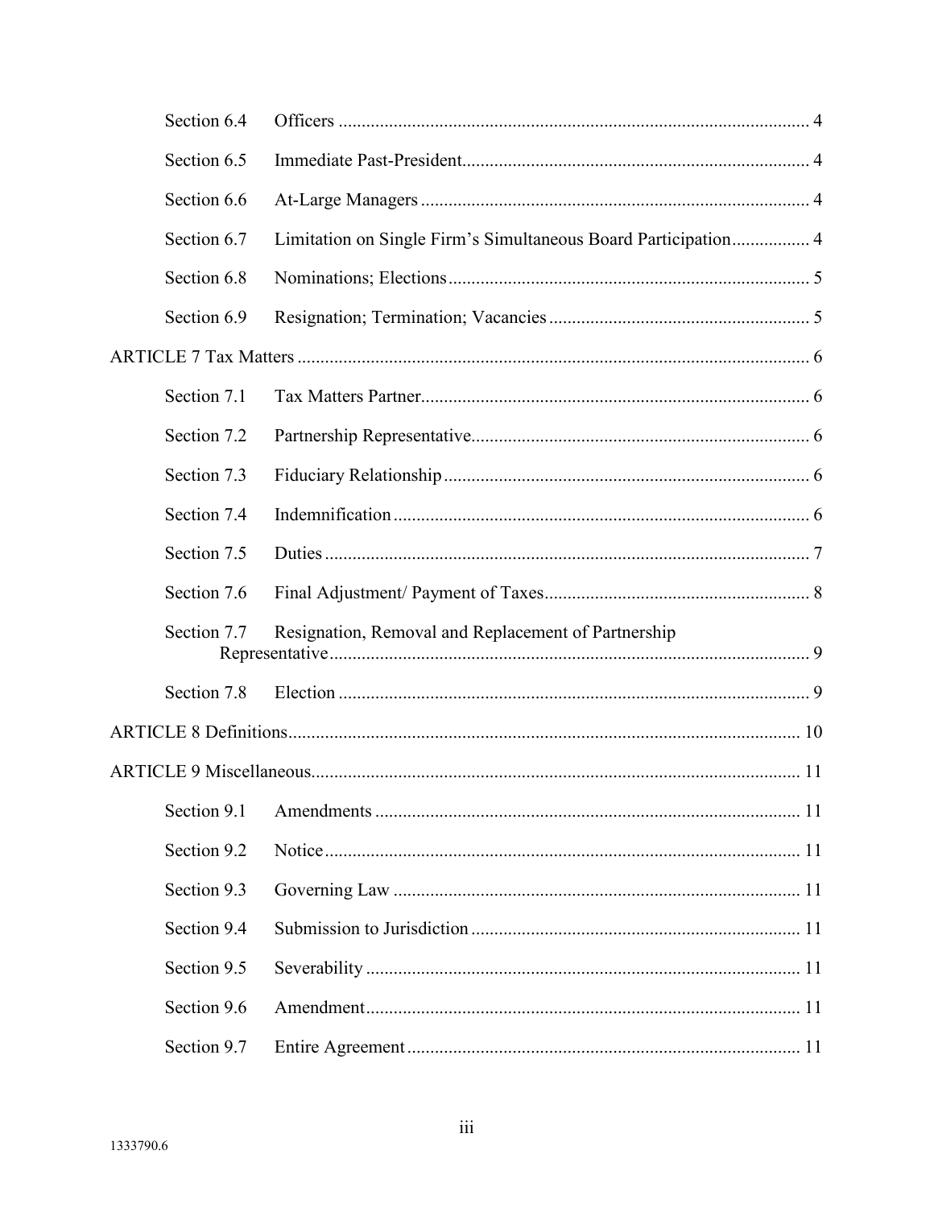| | | |
|---|---|---|
| Section 6.4 | Officers | 4 |
| Section 6.5 | Immediate Past-President | 4 |
| Section 6.6 | At-Large Managers | 4 |
| Section 6.7 | Limitation on Single Firm's Simultaneous Board Participation | 4 |
| Section 6.8 | Nominations; Elections | 5 |
| Section 6.9 | Resignation; Termination; Vacancies | 5 |
| ARTICLE 7 Tax Matters | | 6 |
| Section 7.1 | Tax Matters Partner | 6 |
| Section 7.2 | Partnership Representative | 6 |
| Section 7.3 | Fiduciary Relationship | 6 |
| Section 7.4 | Indemnification | 6 |
| Section 7.5 | Duties | 7 |
| Section 7.6 | Final Adjustment/ Payment of Taxes | 8 |
| Section 7.7 | Resignation, Removal and Replacement of Partnership Representative | 9 |
| Section 7.8 | Election | 9 |
| ARTICLE 8 Definitions | | 10 |
| ARTICLE 9 Miscellaneous | | 11 |
| Section 9.1 | Amendments | 11 |
| Section 9.2 | Notice | 11 |
| Section 9.3 | Governing Law | 11 |
| Section 9.4 | Submission to Jurisdiction | 11 |
| Section 9.5 | Severability | 11 |
| Section 9.6 | Amendment | 11 |
| Section 9.7 | Entire Agreement | 11 |

1333790.6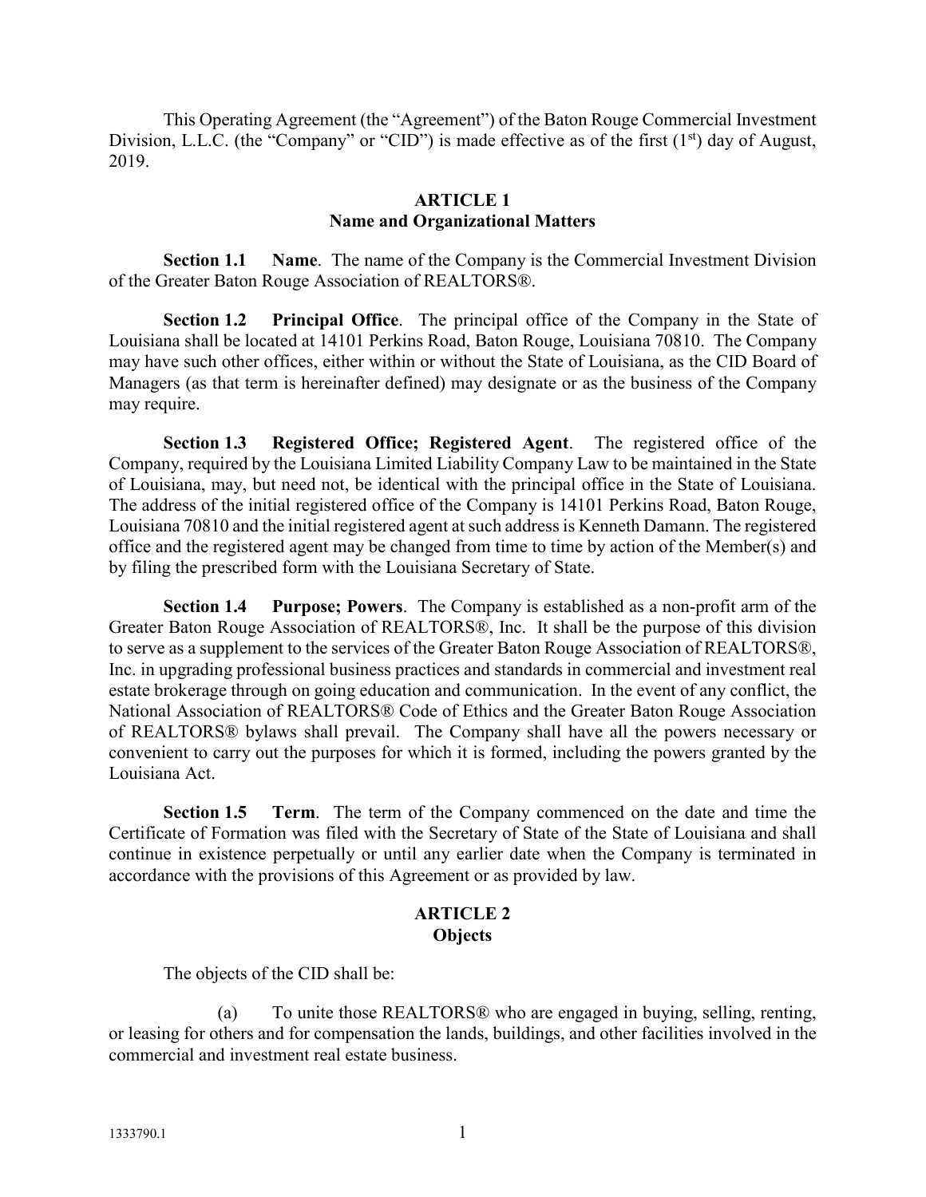This Operating Agreement (the "Agreement") of the Baton Rouge Commercial Investment Division, L.L.C. (the "Company" or "CID") is made effective as of the first (1st) day of August, 2019.

## ARTICLE 1
## Name and Organizational Matters

**Section 1.1 Name**. The name of the Company is the Commercial Investment Division of the Greater Baton Rouge Association of REALTORS®.

**Section 1.2 Principal Office**. The principal office of the Company in the State of Louisiana shall be located at 14101 Perkins Road, Baton Rouge, Louisiana 70810. The Company may have such other offices, either within or without the State of Louisiana, as the CID Board of Managers (as that term is hereinafter defined) may designate or as the business of the Company may require.

**Section 1.3 Registered Office; Registered Agent**. The registered office of the Company, required by the Louisiana Limited Liability Company Law to be maintained in the State of Louisiana, may, but need not, be identical with the principal office in the State of Louisiana. The address of the initial registered office of the Company is 14101 Perkins Road, Baton Rouge, Louisiana 70810 and the initial registered agent at such address is Kenneth Damann. The registered office and the registered agent may be changed from time to time by action of the Member(s) and by filing the prescribed form with the Louisiana Secretary of State.

**Section 1.4 Purpose; Powers**. The Company is established as a non-profit arm of the Greater Baton Rouge Association of REALTORS®, Inc. It shall be the purpose of this division to serve as a supplement to the services of the Greater Baton Rouge Association of REALTORS®, Inc. in upgrading professional business practices and standards in commercial and investment real estate brokerage through on going education and communication. In the event of any conflict, the National Association of REALTORS® Code of Ethics and the Greater Baton Rouge Association of REALTORS® bylaws shall prevail. The Company shall have all the powers necessary or convenient to carry out the purposes for which it is formed, including the powers granted by the Louisiana Act.

**Section 1.5 Term**. The term of the Company commenced on the date and time the Certificate of Formation was filed with the Secretary of State of the State of Louisiana and shall continue in existence perpetually or until any earlier date when the Company is terminated in accordance with the provisions of this Agreement or as provided by law.

## ARTICLE 2
## Objects

The objects of the CID shall be:

(a) To unite those REALTORS® who are engaged in buying, selling, renting, or leasing for others and for compensation the lands, buildings, and other facilities involved in the commercial and investment real estate business.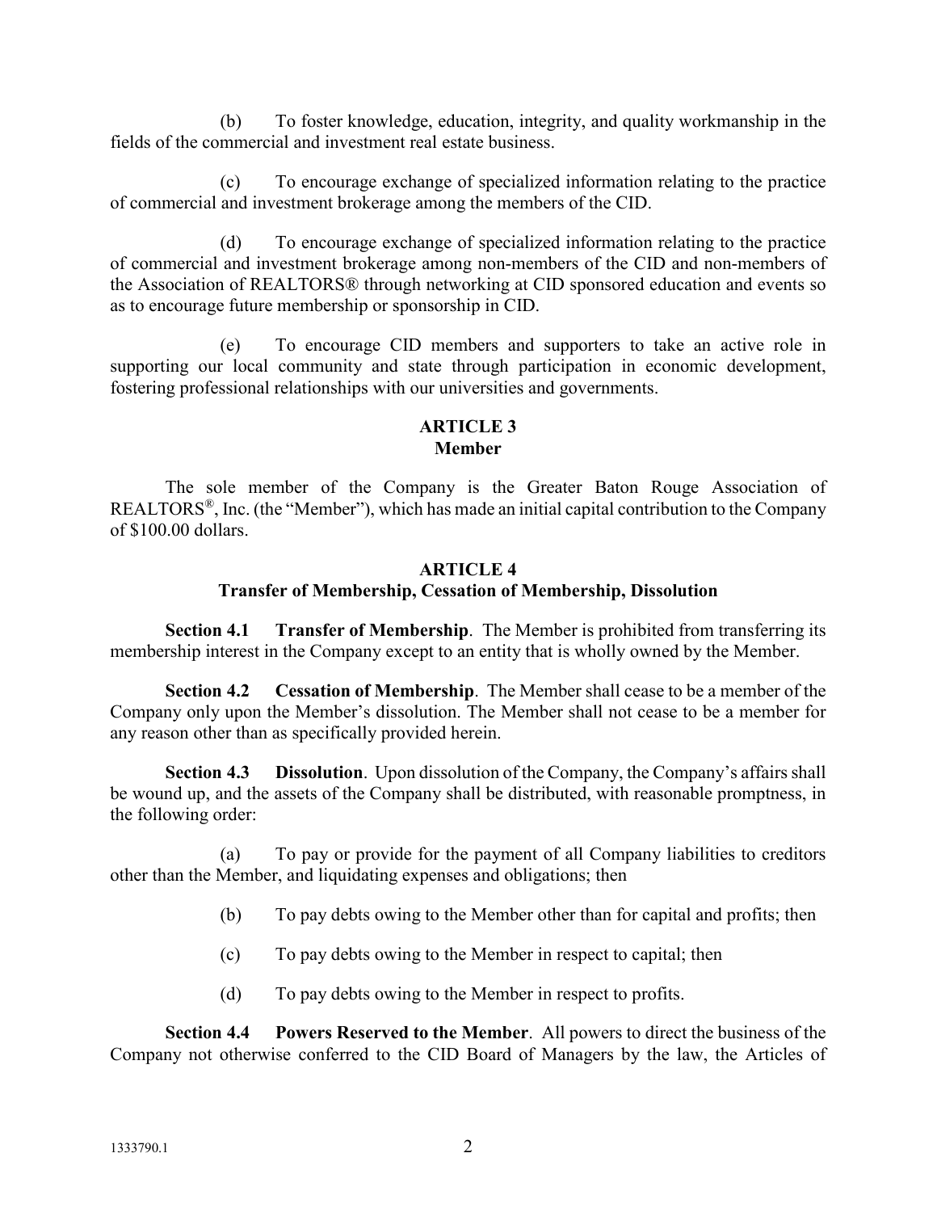(b) To foster knowledge, education, integrity, and quality workmanship in the fields of the commercial and investment real estate business.

(c) To encourage exchange of specialized information relating to the practice of commercial and investment brokerage among the members of the CID.

(d) To encourage exchange of specialized information relating to the practice of commercial and investment brokerage among non-members of the CID and non-members of the Association of REALTORS® through networking at CID sponsored education and events so as to encourage future membership or sponsorship in CID.

(e) To encourage CID members and supporters to take an active role in supporting our local community and state through participation in economic development, fostering professional relationships with our universities and governments.

## ARTICLE 3
## Member

The sole member of the Company is the Greater Baton Rouge Association of REALTORS®, Inc. (the "Member"), which has made an initial capital contribution to the Company of $100.00 dollars.

## ARTICLE 4
## Transfer of Membership, Cessation of Membership, Dissolution

**Section 4.1 Transfer of Membership**. The Member is prohibited from transferring its membership interest in the Company except to an entity that is wholly owned by the Member.

**Section 4.2 Cessation of Membership**. The Member shall cease to be a member of the Company only upon the Member's dissolution. The Member shall not cease to be a member for any reason other than as specifically provided herein.

**Section 4.3 Dissolution**. Upon dissolution of the Company, the Company's affairs shall be wound up, and the assets of the Company shall be distributed, with reasonable promptness, in the following order:

(a) To pay or provide for the payment of all Company liabilities to creditors other than the Member, and liquidating expenses and obligations; then

(b) To pay debts owing to the Member other than for capital and profits; then

(c) To pay debts owing to the Member in respect to capital; then

(d) To pay debts owing to the Member in respect to profits.

**Section 4.4 Powers Reserved to the Member**. All powers to direct the business of the Company not otherwise conferred to the CID Board of Managers by the law, the Articles of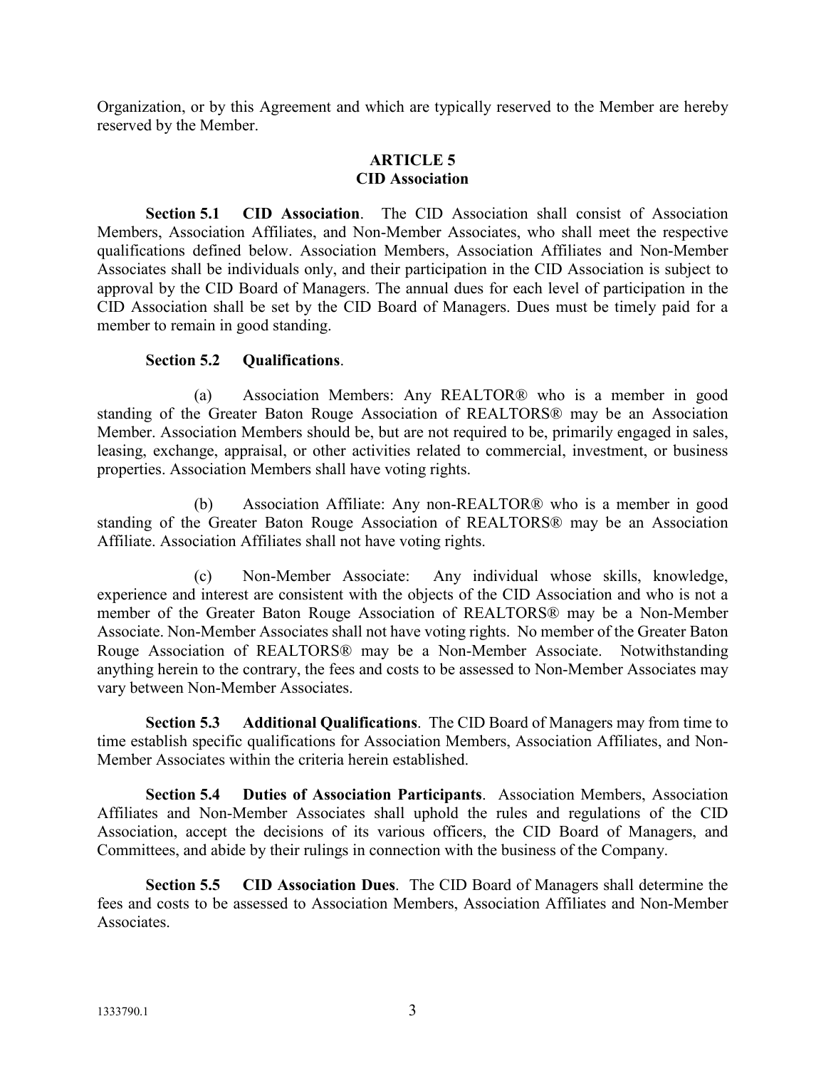Organization, or by this Agreement and which are typically reserved to the Member are hereby reserved by the Member.

## ARTICLE 5
## CID Association

**Section 5.1 CID Association**. The CID Association shall consist of Association Members, Association Affiliates, and Non-Member Associates, who shall meet the respective qualifications defined below. Association Members, Association Affiliates and Non-Member Associates shall be individuals only, and their participation in the CID Association is subject to approval by the CID Board of Managers. The annual dues for each level of participation in the CID Association shall be set by the CID Board of Managers. Dues must be timely paid for a member to remain in good standing.

**Section 5.2 Qualifications**.

(a) Association Members: Any REALTOR® who is a member in good standing of the Greater Baton Rouge Association of REALTORS® may be an Association Member. Association Members should be, but are not required to be, primarily engaged in sales, leasing, exchange, appraisal, or other activities related to commercial, investment, or business properties. Association Members shall have voting rights.

(b) Association Affiliate: Any non-REALTOR® who is a member in good standing of the Greater Baton Rouge Association of REALTORS® may be an Association Affiliate. Association Affiliates shall not have voting rights.

(c) Non-Member Associate: Any individual whose skills, knowledge, experience and interest are consistent with the objects of the CID Association and who is not a member of the Greater Baton Rouge Association of REALTORS® may be a Non-Member Associate. Non-Member Associates shall not have voting rights. No member of the Greater Baton Rouge Association of REALTORS® may be a Non-Member Associate. Notwithstanding anything herein to the contrary, the fees and costs to be assessed to Non-Member Associates may vary between Non-Member Associates.

**Section 5.3 Additional Qualifications**. The CID Board of Managers may from time to time establish specific qualifications for Association Members, Association Affiliates, and Non-Member Associates within the criteria herein established.

**Section 5.4 Duties of Association Participants**. Association Members, Association Affiliates and Non-Member Associates shall uphold the rules and regulations of the CID Association, accept the decisions of its various officers, the CID Board of Managers, and Committees, and abide by their rulings in connection with the business of the Company.

**Section 5.5 CID Association Dues**. The CID Board of Managers shall determine the fees and costs to be assessed to Association Members, Association Affiliates and Non-Member Associates.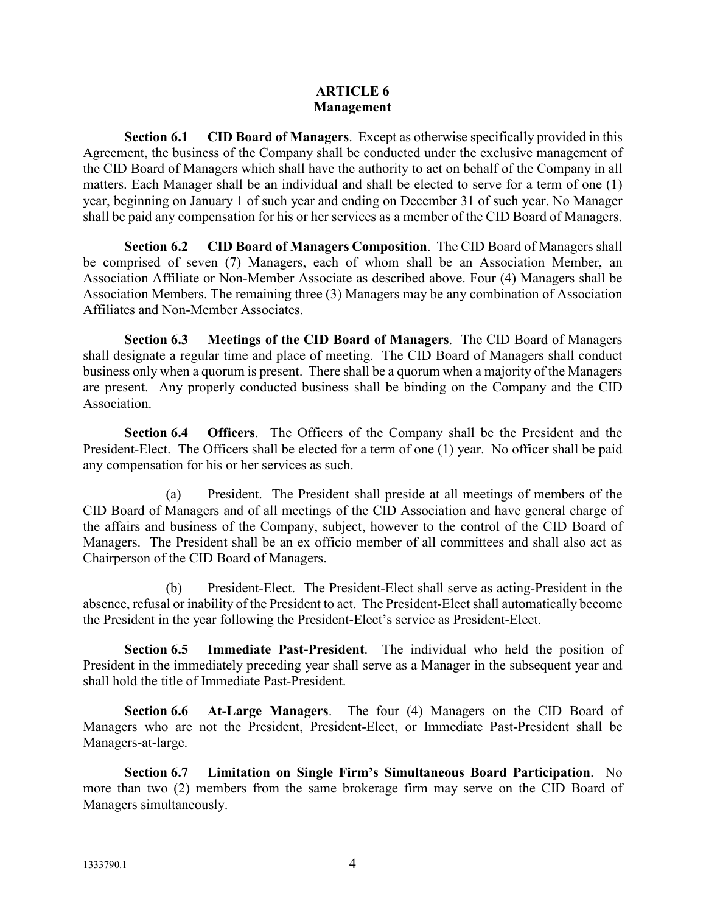# ARTICLE 6
## Management

**Section 6.1 CID Board of Managers**. Except as otherwise specifically provided in this Agreement, the business of the Company shall be conducted under the exclusive management of the CID Board of Managers which shall have the authority to act on behalf of the Company in all matters. Each Manager shall be an individual and shall be elected to serve for a term of one (1) year, beginning on January 1 of such year and ending on December 31 of such year. No Manager shall be paid any compensation for his or her services as a member of the CID Board of Managers.

**Section 6.2 CID Board of Managers Composition**. The CID Board of Managers shall be comprised of seven (7) Managers, each of whom shall be an Association Member, an Association Affiliate or Non-Member Associate as described above. Four (4) Managers shall be Association Members. The remaining three (3) Managers may be any combination of Association Affiliates and Non-Member Associates.

**Section 6.3 Meetings of the CID Board of Managers**. The CID Board of Managers shall designate a regular time and place of meeting. The CID Board of Managers shall conduct business only when a quorum is present. There shall be a quorum when a majority of the Managers are present. Any properly conducted business shall be binding on the Company and the CID Association.

**Section 6.4 Officers**. The Officers of the Company shall be the President and the President-Elect. The Officers shall be elected for a term of one (1) year. No officer shall be paid any compensation for his or her services as such.

(a) President. The President shall preside at all meetings of members of the CID Board of Managers and of all meetings of the CID Association and have general charge of the affairs and business of the Company, subject, however to the control of the CID Board of Managers. The President shall be an ex officio member of all committees and shall also act as Chairperson of the CID Board of Managers.

(b) President-Elect. The President-Elect shall serve as acting-President in the absence, refusal or inability of the President to act. The President-Elect shall automatically become the President in the year following the President-Elect's service as President-Elect.

**Section 6.5 Immediate Past-President**. The individual who held the position of President in the immediately preceding year shall serve as a Manager in the subsequent year and shall hold the title of Immediate Past-President.

**Section 6.6 At-Large Managers**. The four (4) Managers on the CID Board of Managers who are not the President, President-Elect, or Immediate Past-President shall be Managers-at-large.

**Section 6.7 Limitation on Single Firm's Simultaneous Board Participation**. No more than two (2) members from the same brokerage firm may serve on the CID Board of Managers simultaneously.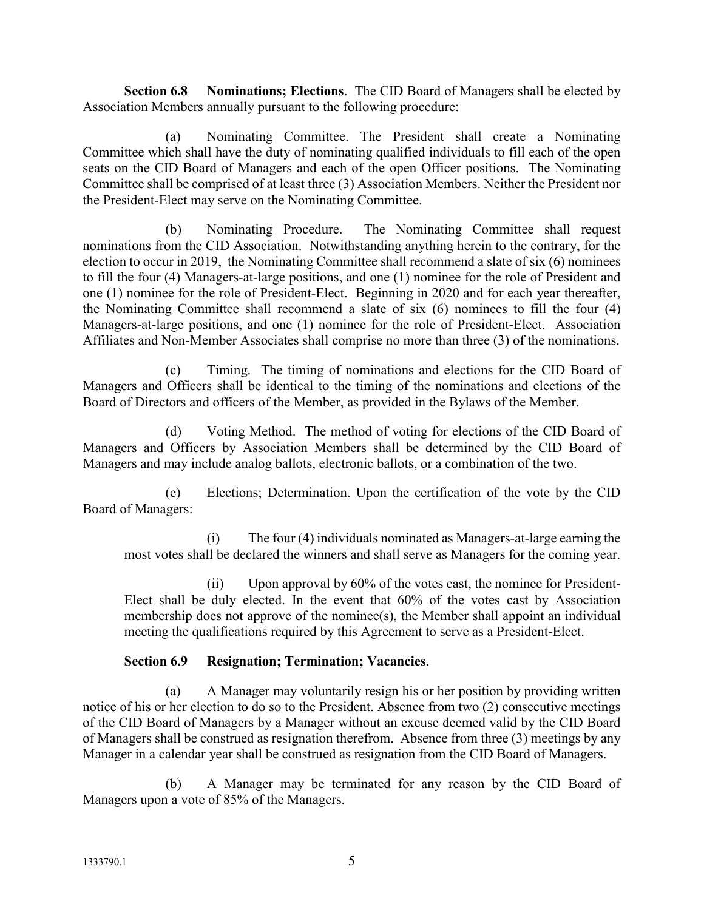**Section 6.8 Nominations; Elections**. The CID Board of Managers shall be elected by Association Members annually pursuant to the following procedure:

(a) Nominating Committee. The President shall create a Nominating Committee which shall have the duty of nominating qualified individuals to fill each of the open seats on the CID Board of Managers and each of the open Officer positions. The Nominating Committee shall be comprised of at least three (3) Association Members. Neither the President nor the President-Elect may serve on the Nominating Committee.

(b) Nominating Procedure. The Nominating Committee shall request nominations from the CID Association. Notwithstanding anything herein to the contrary, for the election to occur in 2019, the Nominating Committee shall recommend a slate of six (6) nominees to fill the four (4) Managers-at-large positions, and one (1) nominee for the role of President and one (1) nominee for the role of President-Elect. Beginning in 2020 and for each year thereafter, the Nominating Committee shall recommend a slate of six (6) nominees to fill the four (4) Managers-at-large positions, and one (1) nominee for the role of President-Elect. Association Affiliates and Non-Member Associates shall comprise no more than three (3) of the nominations.

(c) Timing. The timing of nominations and elections for the CID Board of Managers and Officers shall be identical to the timing of the nominations and elections of the Board of Directors and officers of the Member, as provided in the Bylaws of the Member.

(d) Voting Method. The method of voting for elections of the CID Board of Managers and Officers by Association Members shall be determined by the CID Board of Managers and may include analog ballots, electronic ballots, or a combination of the two.

(e) Elections; Determination. Upon the certification of the vote by the CID Board of Managers:

(i) The four (4) individuals nominated as Managers-at-large earning the most votes shall be declared the winners and shall serve as Managers for the coming year.

(ii) Upon approval by 60% of the votes cast, the nominee for President-Elect shall be duly elected. In the event that 60% of the votes cast by Association membership does not approve of the nominee(s), the Member shall appoint an individual meeting the qualifications required by this Agreement to serve as a President-Elect.

**Section 6.9 Resignation; Termination; Vacancies**.

(a) A Manager may voluntarily resign his or her position by providing written notice of his or her election to do so to the President. Absence from two (2) consecutive meetings of the CID Board of Managers by a Manager without an excuse deemed valid by the CID Board of Managers shall be construed as resignation therefrom. Absence from three (3) meetings by any Manager in a calendar year shall be construed as resignation from the CID Board of Managers.

(b) A Manager may be terminated for any reason by the CID Board of Managers upon a vote of 85% of the Managers.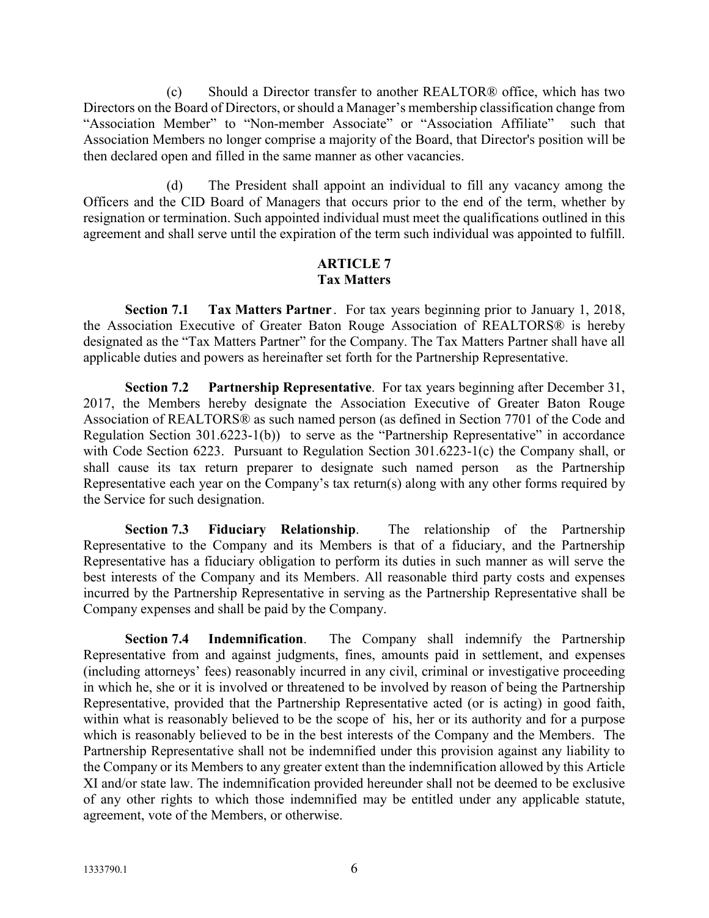(c) Should a Director transfer to another REALTOR® office, which has two Directors on the Board of Directors, or should a Manager's membership classification change from "Association Member" to "Non-member Associate" or "Association Affiliate" such that Association Members no longer comprise a majority of the Board, that Director's position will be then declared open and filled in the same manner as other vacancies.

(d) The President shall appoint an individual to fill any vacancy among the Officers and the CID Board of Managers that occurs prior to the end of the term, whether by resignation or termination. Such appointed individual must meet the qualifications outlined in this agreement and shall serve until the expiration of the term such individual was appointed to fulfill.

## ARTICLE 7
## Tax Matters

**Section 7.1 Tax Matters Partner**. For tax years beginning prior to January 1, 2018, the Association Executive of Greater Baton Rouge Association of REALTORS® is hereby designated as the "Tax Matters Partner" for the Company. The Tax Matters Partner shall have all applicable duties and powers as hereinafter set forth for the Partnership Representative.

**Section 7.2 Partnership Representative**. For tax years beginning after December 31, 2017, the Members hereby designate the Association Executive of Greater Baton Rouge Association of REALTORS® as such named person (as defined in Section 7701 of the Code and Regulation Section 301.6223-1(b)) to serve as the "Partnership Representative" in accordance with Code Section 6223. Pursuant to Regulation Section 301.6223-1(c) the Company shall, or shall cause its tax return preparer to designate such named person as the Partnership Representative each year on the Company's tax return(s) along with any other forms required by the Service for such designation.

**Section 7.3 Fiduciary Relationship**. The relationship of the Partnership Representative to the Company and its Members is that of a fiduciary, and the Partnership Representative has a fiduciary obligation to perform its duties in such manner as will serve the best interests of the Company and its Members. All reasonable third party costs and expenses incurred by the Partnership Representative in serving as the Partnership Representative shall be Company expenses and shall be paid by the Company.

**Section 7.4 Indemnification**. The Company shall indemnify the Partnership Representative from and against judgments, fines, amounts paid in settlement, and expenses (including attorneys' fees) reasonably incurred in any civil, criminal or investigative proceeding in which he, she or it is involved or threatened to be involved by reason of being the Partnership Representative, provided that the Partnership Representative acted (or is acting) in good faith, within what is reasonably believed to be the scope of his, her or its authority and for a purpose which is reasonably believed to be in the best interests of the Company and the Members. The Partnership Representative shall not be indemnified under this provision against any liability to the Company or its Members to any greater extent than the indemnification allowed by this Article XI and/or state law. The indemnification provided hereunder shall not be deemed to be exclusive of any other rights to which those indemnified may be entitled under any applicable statute, agreement, vote of the Members, or otherwise.

1333790.1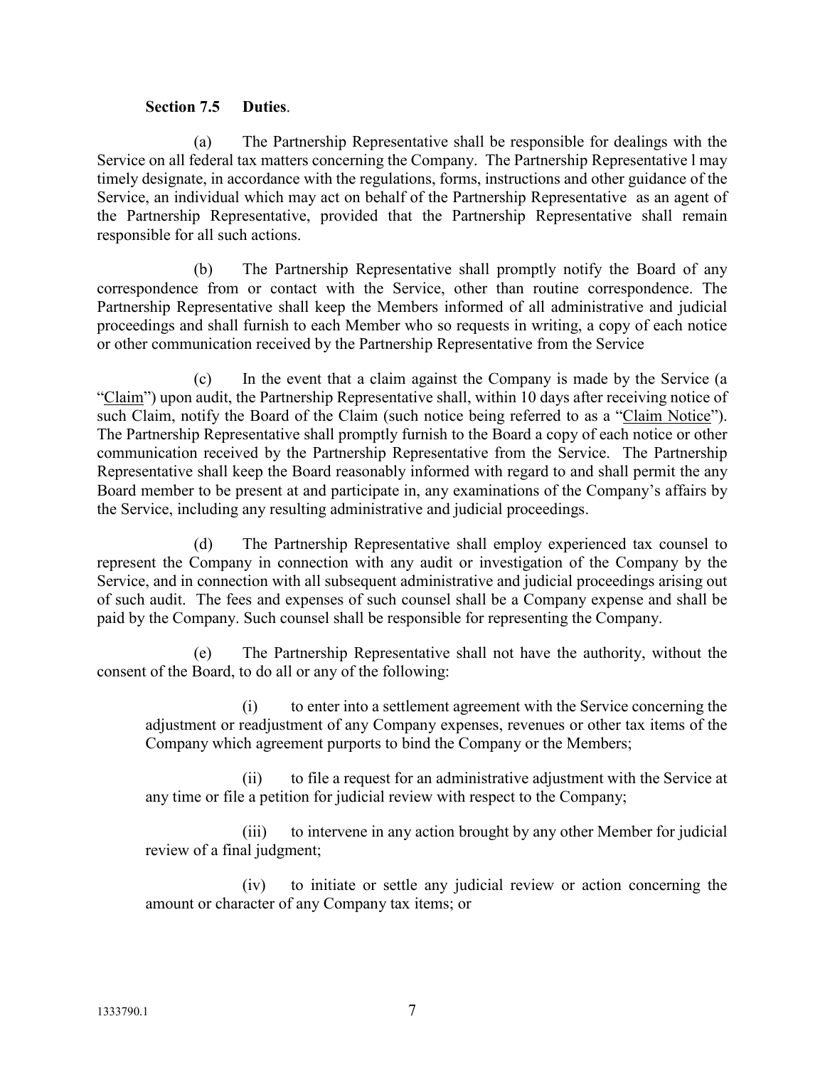**Section 7.5 Duties**.

(a) The Partnership Representative shall be responsible for dealings with the Service on all federal tax matters concerning the Company. The Partnership Representative l may timely designate, in accordance with the regulations, forms, instructions and other guidance of the Service, an individual which may act on behalf of the Partnership Representative as an agent of the Partnership Representative, provided that the Partnership Representative shall remain responsible for all such actions.

(b) The Partnership Representative shall promptly notify the Board of any correspondence from or contact with the Service, other than routine correspondence. The Partnership Representative shall keep the Members informed of all administrative and judicial proceedings and shall furnish to each Member who so requests in writing, a copy of each notice or other communication received by the Partnership Representative from the Service

(c) In the event that a claim against the Company is made by the Service (a "Claim") upon audit, the Partnership Representative shall, within 10 days after receiving notice of such Claim, notify the Board of the Claim (such notice being referred to as a "Claim Notice"). The Partnership Representative shall promptly furnish to the Board a copy of each notice or other communication received by the Partnership Representative from the Service. The Partnership Representative shall keep the Board reasonably informed with regard to and shall permit the any Board member to be present at and participate in, any examinations of the Company's affairs by the Service, including any resulting administrative and judicial proceedings.

(d) The Partnership Representative shall employ experienced tax counsel to represent the Company in connection with any audit or investigation of the Company by the Service, and in connection with all subsequent administrative and judicial proceedings arising out of such audit. The fees and expenses of such counsel shall be a Company expense and shall be paid by the Company. Such counsel shall be responsible for representing the Company.

(e) The Partnership Representative shall not have the authority, without the consent of the Board, to do all or any of the following:

(i) to enter into a settlement agreement with the Service concerning the adjustment or readjustment of any Company expenses, revenues or other tax items of the Company which agreement purports to bind the Company or the Members;

(ii) to file a request for an administrative adjustment with the Service at any time or file a petition for judicial review with respect to the Company;

(iii) to intervene in any action brought by any other Member for judicial review of a final judgment;

(iv) to initiate or settle any judicial review or action concerning the amount or character of any Company tax items; or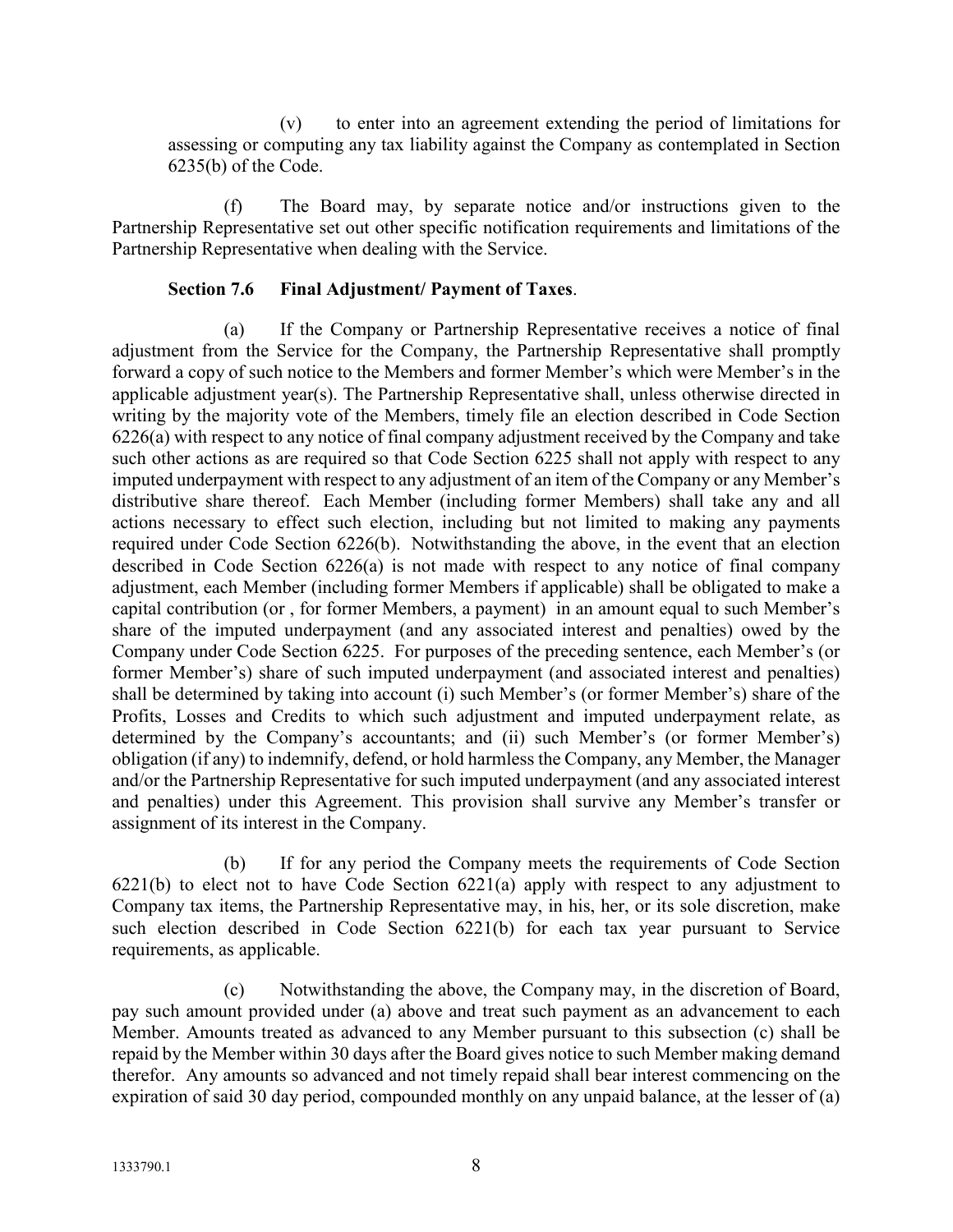(v) to enter into an agreement extending the period of limitations for assessing or computing any tax liability against the Company as contemplated in Section 6235(b) of the Code.

(f) The Board may, by separate notice and/or instructions given to the Partnership Representative set out other specific notification requirements and limitations of the Partnership Representative when dealing with the Service.

**Section 7.6 Final Adjustment/ Payment of Taxes**.

(a) If the Company or Partnership Representative receives a notice of final adjustment from the Service for the Company, the Partnership Representative shall promptly forward a copy of such notice to the Members and former Member's which were Member's in the applicable adjustment year(s). The Partnership Representative shall, unless otherwise directed in writing by the majority vote of the Members, timely file an election described in Code Section 6226(a) with respect to any notice of final company adjustment received by the Company and take such other actions as are required so that Code Section 6225 shall not apply with respect to any imputed underpayment with respect to any adjustment of an item of the Company or any Member's distributive share thereof. Each Member (including former Members) shall take any and all actions necessary to effect such election, including but not limited to making any payments required under Code Section 6226(b). Notwithstanding the above, in the event that an election described in Code Section 6226(a) is not made with respect to any notice of final company adjustment, each Member (including former Members if applicable) shall be obligated to make a capital contribution (or , for former Members, a payment) in an amount equal to such Member's share of the imputed underpayment (and any associated interest and penalties) owed by the Company under Code Section 6225. For purposes of the preceding sentence, each Member's (or former Member's) share of such imputed underpayment (and associated interest and penalties) shall be determined by taking into account (i) such Member's (or former Member's) share of the Profits, Losses and Credits to which such adjustment and imputed underpayment relate, as determined by the Company's accountants; and (ii) such Member's (or former Member's) obligation (if any) to indemnify, defend, or hold harmless the Company, any Member, the Manager and/or the Partnership Representative for such imputed underpayment (and any associated interest and penalties) under this Agreement. This provision shall survive any Member's transfer or assignment of its interest in the Company.

(b) If for any period the Company meets the requirements of Code Section 6221(b) to elect not to have Code Section 6221(a) apply with respect to any adjustment to Company tax items, the Partnership Representative may, in his, her, or its sole discretion, make such election described in Code Section 6221(b) for each tax year pursuant to Service requirements, as applicable.

(c) Notwithstanding the above, the Company may, in the discretion of Board, pay such amount provided under (a) above and treat such payment as an advancement to each Member. Amounts treated as advanced to any Member pursuant to this subsection (c) shall be repaid by the Member within 30 days after the Board gives notice to such Member making demand therefor. Any amounts so advanced and not timely repaid shall bear interest commencing on the expiration of said 30 day period, compounded monthly on any unpaid balance, at the lesser of (a)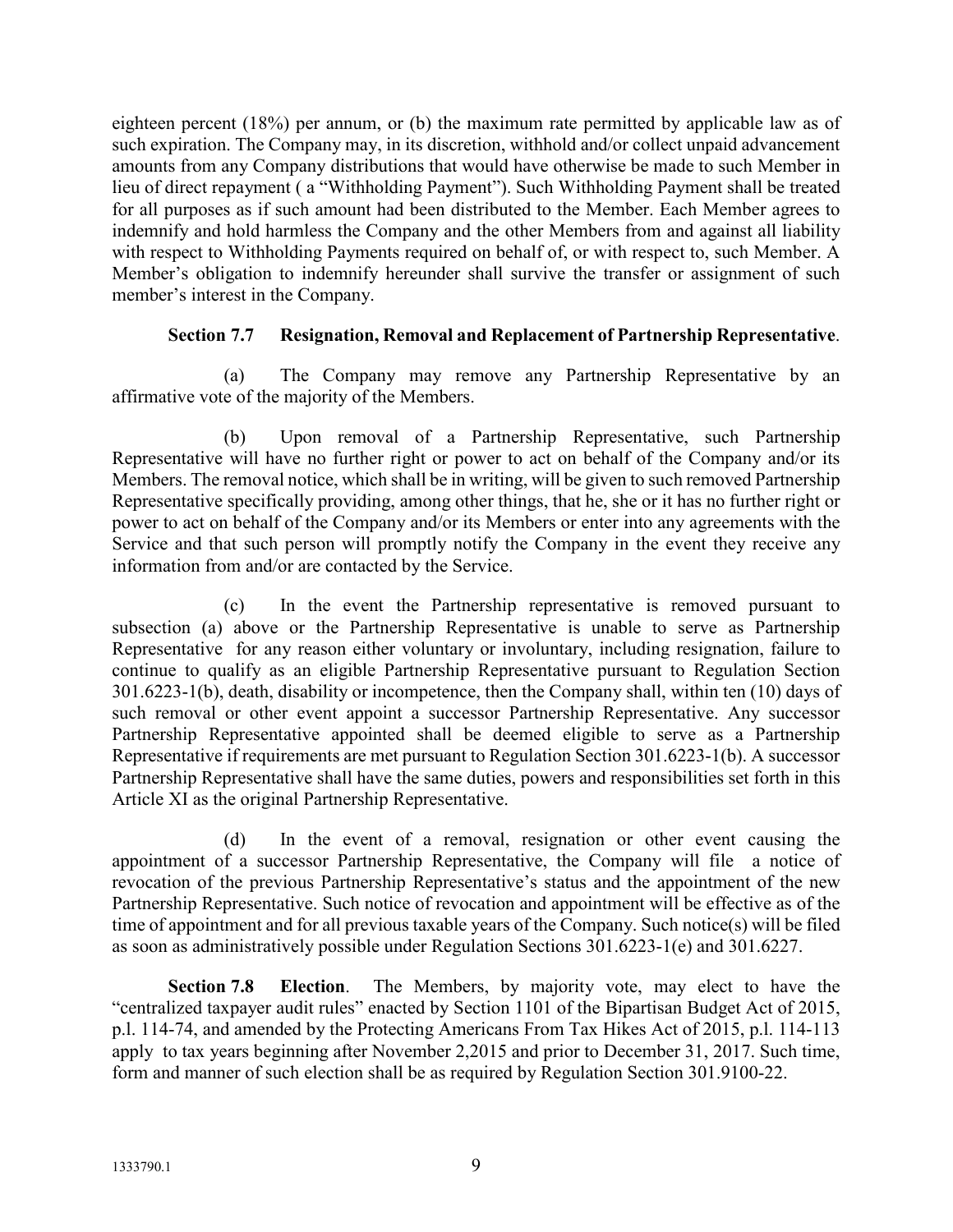eighteen percent (18%) per annum, or (b) the maximum rate permitted by applicable law as of such expiration. The Company may, in its discretion, withhold and/or collect unpaid advancement amounts from any Company distributions that would have otherwise be made to such Member in lieu of direct repayment ( a "Withholding Payment"). Such Withholding Payment shall be treated for all purposes as if such amount had been distributed to the Member. Each Member agrees to indemnify and hold harmless the Company and the other Members from and against all liability with respect to Withholding Payments required on behalf of, or with respect to, such Member. A Member's obligation to indemnify hereunder shall survive the transfer or assignment of such member's interest in the Company.

**Section 7.7 Resignation, Removal and Replacement of Partnership Representative**.

(a) The Company may remove any Partnership Representative by an affirmative vote of the majority of the Members.

(b) Upon removal of a Partnership Representative, such Partnership Representative will have no further right or power to act on behalf of the Company and/or its Members. The removal notice, which shall be in writing, will be given to such removed Partnership Representative specifically providing, among other things, that he, she or it has no further right or power to act on behalf of the Company and/or its Members or enter into any agreements with the Service and that such person will promptly notify the Company in the event they receive any information from and/or are contacted by the Service.

(c) In the event the Partnership representative is removed pursuant to subsection (a) above or the Partnership Representative is unable to serve as Partnership Representative for any reason either voluntary or involuntary, including resignation, failure to continue to qualify as an eligible Partnership Representative pursuant to Regulation Section 301.6223-1(b), death, disability or incompetence, then the Company shall, within ten (10) days of such removal or other event appoint a successor Partnership Representative. Any successor Partnership Representative appointed shall be deemed eligible to serve as a Partnership Representative if requirements are met pursuant to Regulation Section 301.6223-1(b). A successor Partnership Representative shall have the same duties, powers and responsibilities set forth in this Article XI as the original Partnership Representative.

(d) In the event of a removal, resignation or other event causing the appointment of a successor Partnership Representative, the Company will file a notice of revocation of the previous Partnership Representative's status and the appointment of the new Partnership Representative. Such notice of revocation and appointment will be effective as of the time of appointment and for all previous taxable years of the Company. Such notice(s) will be filed as soon as administratively possible under Regulation Sections 301.6223-1(e) and 301.6227.

**Section 7.8 Election**. The Members, by majority vote, may elect to have the "centralized taxpayer audit rules" enacted by Section 1101 of the Bipartisan Budget Act of 2015, p.l. 114-74, and amended by the Protecting Americans From Tax Hikes Act of 2015, p.l. 114-113 apply to tax years beginning after November 2,2015 and prior to December 31, 2017. Such time, form and manner of such election shall be as required by Regulation Section 301.9100-22.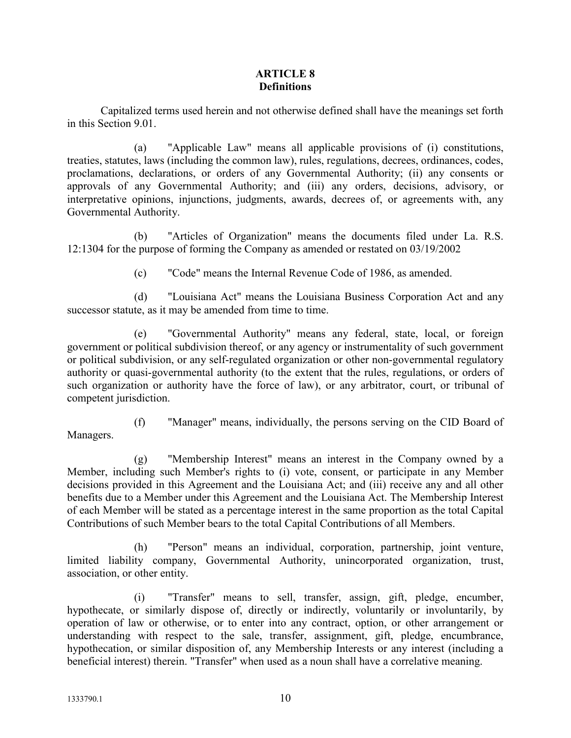# ARTICLE 8
## Definitions

Capitalized terms used herein and not otherwise defined shall have the meanings set forth in this Section 9.01.

(a) "Applicable Law" means all applicable provisions of (i) constitutions, treaties, statutes, laws (including the common law), rules, regulations, decrees, ordinances, codes, proclamations, declarations, or orders of any Governmental Authority; (ii) any consents or approvals of any Governmental Authority; and (iii) any orders, decisions, advisory, or interpretative opinions, injunctions, judgments, awards, decrees of, or agreements with, any Governmental Authority.

(b) "Articles of Organization" means the documents filed under La. R.S. 12:1304 for the purpose of forming the Company as amended or restated on 03/19/2002

(c) "Code" means the Internal Revenue Code of 1986, as amended.

(d) "Louisiana Act" means the Louisiana Business Corporation Act and any successor statute, as it may be amended from time to time.

(e) "Governmental Authority" means any federal, state, local, or foreign government or political subdivision thereof, or any agency or instrumentality of such government or political subdivision, or any self-regulated organization or other non-governmental regulatory authority or quasi-governmental authority (to the extent that the rules, regulations, or orders of such organization or authority have the force of law), or any arbitrator, court, or tribunal of competent jurisdiction.

(f) "Manager" means, individually, the persons serving on the CID Board of Managers.

(g) "Membership Interest" means an interest in the Company owned by a Member, including such Member's rights to (i) vote, consent, or participate in any Member decisions provided in this Agreement and the Louisiana Act; and (iii) receive any and all other benefits due to a Member under this Agreement and the Louisiana Act. The Membership Interest of each Member will be stated as a percentage interest in the same proportion as the total Capital Contributions of such Member bears to the total Capital Contributions of all Members.

(h) "Person" means an individual, corporation, partnership, joint venture, limited liability company, Governmental Authority, unincorporated organization, trust, association, or other entity.

(i) "Transfer" means to sell, transfer, assign, gift, pledge, encumber, hypothecate, or similarly dispose of, directly or indirectly, voluntarily or involuntarily, by operation of law or otherwise, or to enter into any contract, option, or other arrangement or understanding with respect to the sale, transfer, assignment, gift, pledge, encumbrance, hypothecation, or similar disposition of, any Membership Interests or any interest (including a beneficial interest) therein. "Transfer" when used as a noun shall have a correlative meaning.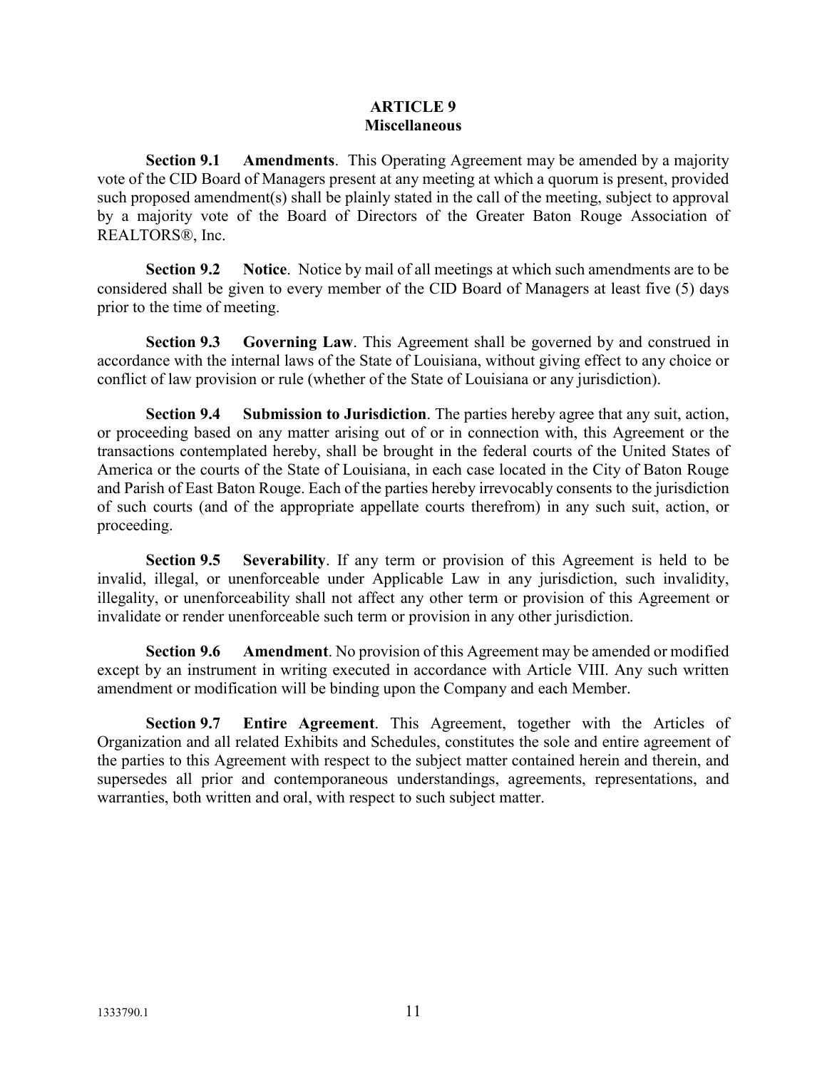## ARTICLE 9
## Miscellaneous

**Section 9.1 Amendments**. This Operating Agreement may be amended by a majority vote of the CID Board of Managers present at any meeting at which a quorum is present, provided such proposed amendment(s) shall be plainly stated in the call of the meeting, subject to approval by a majority vote of the Board of Directors of the Greater Baton Rouge Association of REALTORS®, Inc.

**Section 9.2 Notice**. Notice by mail of all meetings at which such amendments are to be considered shall be given to every member of the CID Board of Managers at least five (5) days prior to the time of meeting.

**Section 9.3 Governing Law**. This Agreement shall be governed by and construed in accordance with the internal laws of the State of Louisiana, without giving effect to any choice or conflict of law provision or rule (whether of the State of Louisiana or any jurisdiction).

**Section 9.4 Submission to Jurisdiction**. The parties hereby agree that any suit, action, or proceeding based on any matter arising out of or in connection with, this Agreement or the transactions contemplated hereby, shall be brought in the federal courts of the United States of America or the courts of the State of Louisiana, in each case located in the City of Baton Rouge and Parish of East Baton Rouge. Each of the parties hereby irrevocably consents to the jurisdiction of such courts (and of the appropriate appellate courts therefrom) in any such suit, action, or proceeding.

**Section 9.5 Severability**. If any term or provision of this Agreement is held to be invalid, illegal, or unenforceable under Applicable Law in any jurisdiction, such invalidity, illegality, or unenforceability shall not affect any other term or provision of this Agreement or invalidate or render unenforceable such term or provision in any other jurisdiction.

**Section 9.6 Amendment**. No provision of this Agreement may be amended or modified except by an instrument in writing executed in accordance with Article VIII. Any such written amendment or modification will be binding upon the Company and each Member.

**Section 9.7 Entire Agreement**. This Agreement, together with the Articles of Organization and all related Exhibits and Schedules, constitutes the sole and entire agreement of the parties to this Agreement with respect to the subject matter contained herein and therein, and supersedes all prior and contemporaneous understandings, agreements, representations, and warranties, both written and oral, with respect to such subject matter.

1333790.1